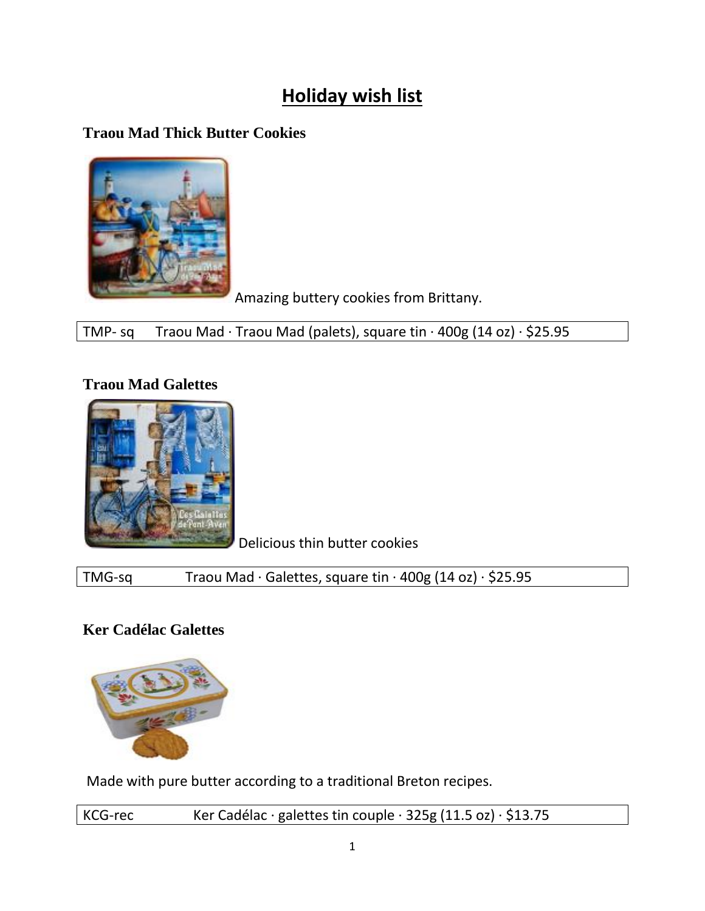# Holiday wish list

### Traou Mad Thick Butter Cookies

Amazing buttery cookies from Brittany.

| TMP- sq | Traou Mad · Traou Mad (palets), square tin · 400g (14 oz) · $25.95 |
|---|---|

### Traou Mad Galettes

Delicious thin butter cookies

| TMG-sq | Traou Mad · Galettes, square tin · 400g (14 oz) · $25.95 |
|---|---|

### Ker Cadélac Galettes

Made with pure butter according to a traditional Breton recipes.

| KCG-rec | Ker Cadélac · galettes tin couple · 325g (11.5 oz) · $13.75 |
|---|---|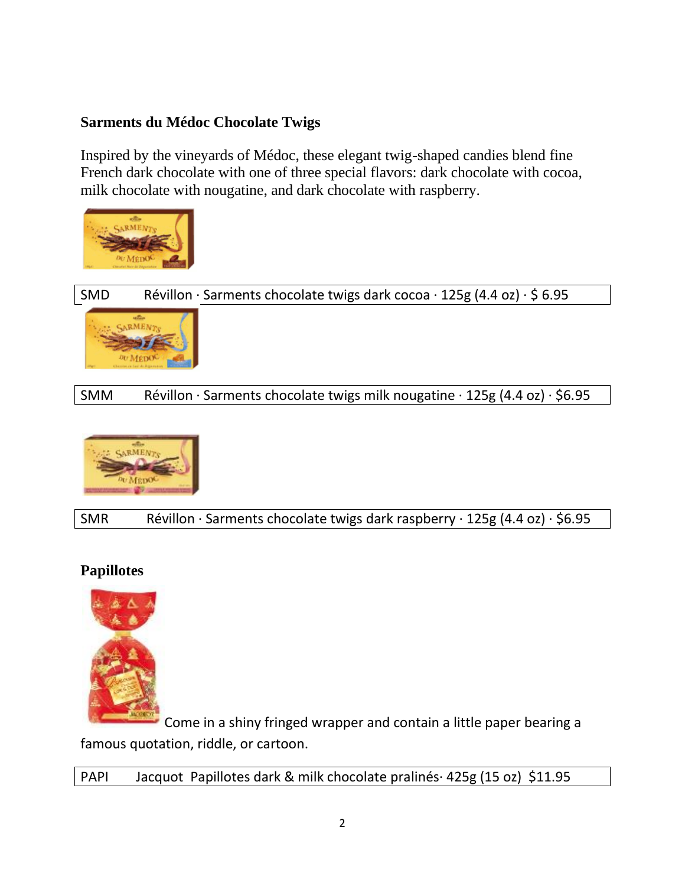### Sarments du Médoc Chocolate Twigs

Inspired by the vineyards of Médoc, these elegant twig-shaped candies blend fine French dark chocolate with one of three special flavors: dark chocolate with cocoa, milk chocolate with nougatine, and dark chocolate with raspberry.

| SMD | Révillon · Sarments chocolate twigs dark cocoa · 125g (4.4 oz) · $ 6.95 |
|---|---|

| SMM | Révillon · Sarments chocolate twigs milk nougatine · 125g (4.4 oz) · $6.95 |
|---|---|

| SMR | Révillon · Sarments chocolate twigs dark raspberry · 125g (4.4 oz) · $6.95 |
|---|---|

### Papillotes

Come in a shiny fringed wrapper and contain a little paper bearing a famous quotation, riddle, or cartoon.

| PAPI | Jacquot Papillotes dark & milk chocolate pralinés· 425g (15 oz) $11.95 |
|---|---|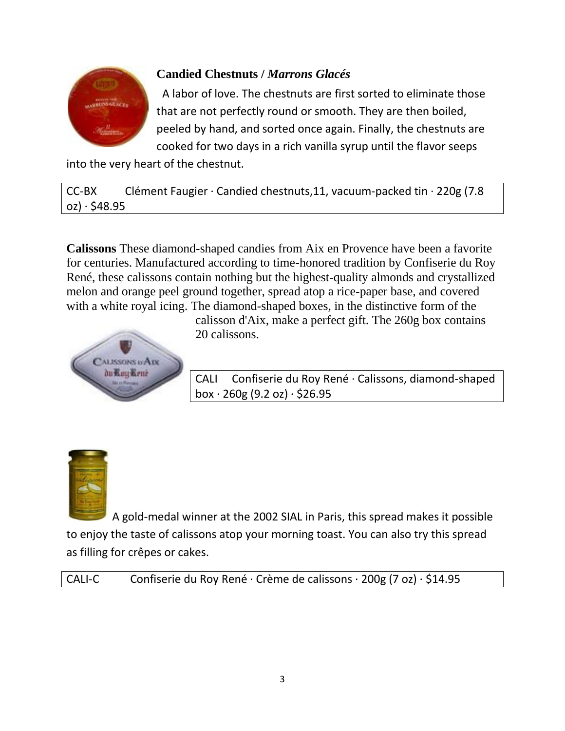**Candied Chestnuts / *Marrons Glacés***

A labor of love. The chestnuts are first sorted to eliminate those that are not perfectly round or smooth. They are then boiled, peeled by hand, and sorted once again. Finally, the chestnuts are cooked for two days in a rich vanilla syrup until the flavor seeps into the very heart of the chestnut.

| CC-BX | Clément Faugier · Candied chestnuts,11, vacuum-packed tin · 220g (7.8 oz) · $48.95 |
|---|---|

**Calissons** These diamond-shaped candies from Aix en Provence have been a favorite for centuries. Manufactured according to time-honored tradition by Confiserie du Roy René, these calissons contain nothing but the highest-quality almonds and crystallized melon and orange peel ground together, spread atop a rice-paper base, and covered with a white royal icing. The diamond-shaped boxes, in the distinctive form of the calisson d'Aix, make a perfect gift. The 260g box contains 20 calissons.

| CALI | Confiserie du Roy René · Calissons, diamond-shaped box · 260g (9.2 oz) · $26.95 |
|---|---|

A gold-medal winner at the 2002 SIAL in Paris, this spread makes it possible to enjoy the taste of calissons atop your morning toast. You can also try this spread as filling for crêpes or cakes.

| CALI-C | Confiserie du Roy René · Crème de calissons · 200g (7 oz) · $14.95 |
|---|---|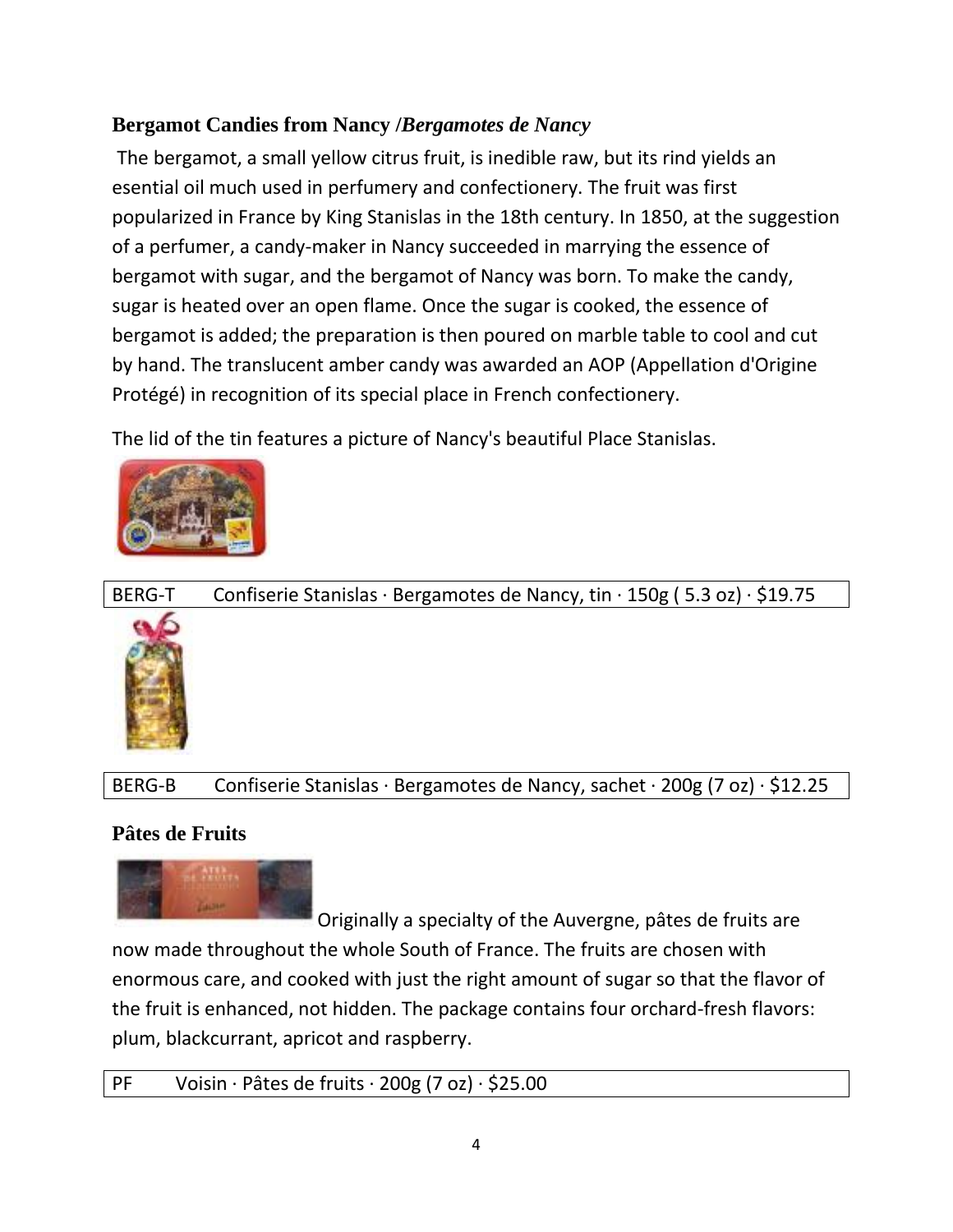## Bergamot Candies from Nancy /*Bergamotes de Nancy*

The bergamot, a small yellow citrus fruit, is inedible raw, but its rind yields an esential oil much used in perfumery and confectionery. The fruit was first popularized in France by King Stanislas in the 18th century. In 1850, at the suggestion of a perfumer, a candy-maker in Nancy succeeded in marrying the essence of bergamot with sugar, and the bergamot of Nancy was born. To make the candy, sugar is heated over an open flame. Once the sugar is cooked, the essence of bergamot is added; the preparation is then poured on marble table to cool and cut by hand. The translucent amber candy was awarded an AOP (Appellation d'Origine Protégé) in recognition of its special place in French confectionery.

The lid of the tin features a picture of Nancy's beautiful Place Stanislas.

| BERG-T | Confiserie Stanislas · Bergamotes de Nancy, tin · 150g ( 5.3 oz) · $19.75 |
|---|---|

| BERG-B | Confiserie Stanislas · Bergamotes de Nancy, sachet · 200g (7 oz) · $12.25 |
|---|---|

## Pâtes de Fruits

Originally a specialty of the Auvergne, pâtes de fruits are now made throughout the whole South of France. The fruits are chosen with enormous care, and cooked with just the right amount of sugar so that the flavor of the fruit is enhanced, not hidden. The package contains four orchard-fresh flavors: plum, blackcurrant, apricot and raspberry.

| PF | Voisin · Pâtes de fruits · 200g (7 oz) · $25.00 |
|---|---|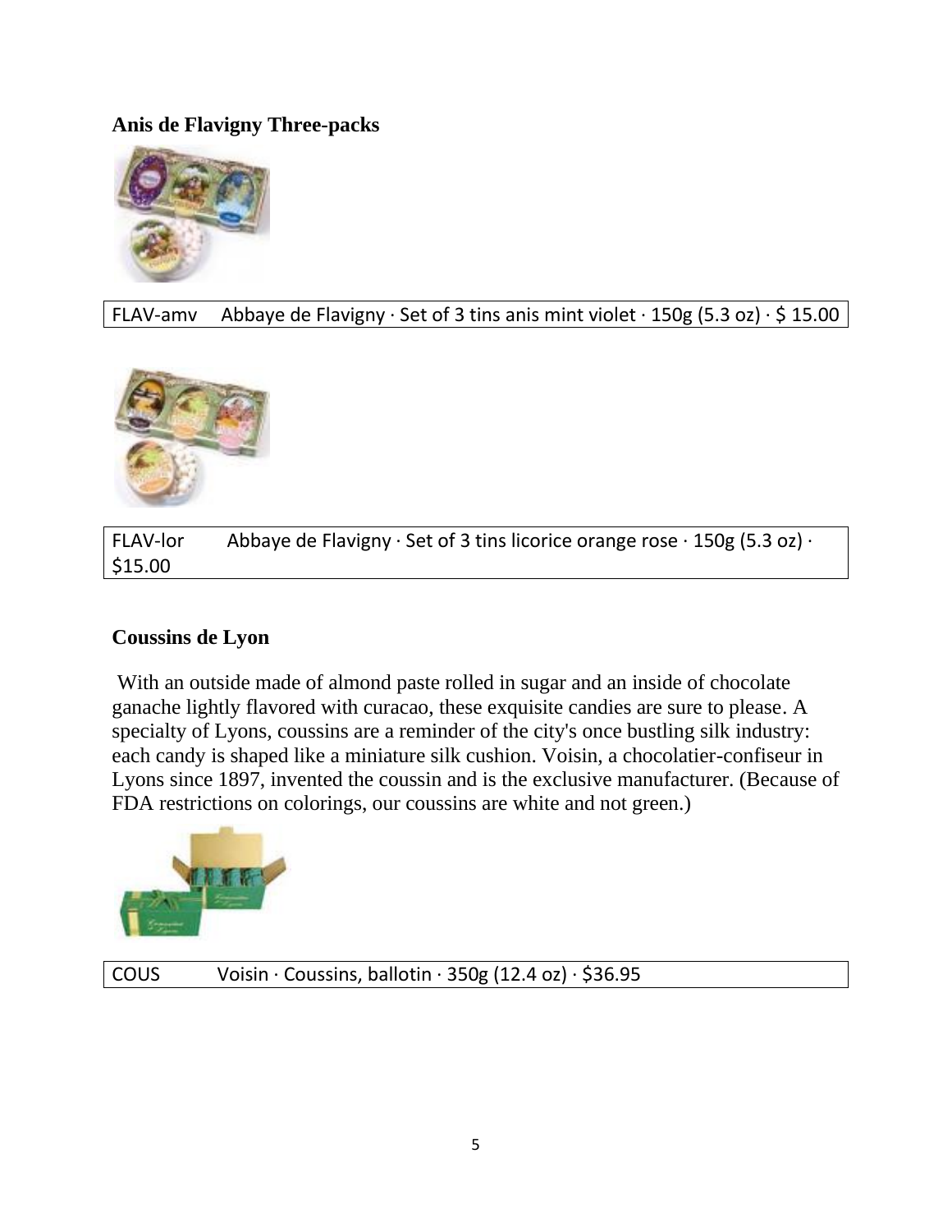### Anis de Flavigny Three-packs

| FLAV-amv | Abbaye de Flavigny · Set of 3 tins anis mint violet · 150g (5.3 oz) · $ 15.00 |
| --- | --- |

| FLAV-lor | Abbaye de Flavigny · Set of 3 tins licorice orange rose · 150g (5.3 oz) · $15.00 |
| --- | --- |

### Coussins de Lyon

With an outside made of almond paste rolled in sugar and an inside of chocolate ganache lightly flavored with curacao, these exquisite candies are sure to please. A specialty of Lyons, coussins are a reminder of the city's once bustling silk industry: each candy is shaped like a miniature silk cushion. Voisin, a chocolatier-confiseur in Lyons since 1897, invented the coussin and is the exclusive manufacturer. (Because of FDA restrictions on colorings, our coussins are white and not green.)

| COUS | Voisin · Coussins, ballotin · 350g (12.4 oz) · $36.95 |
| --- | --- |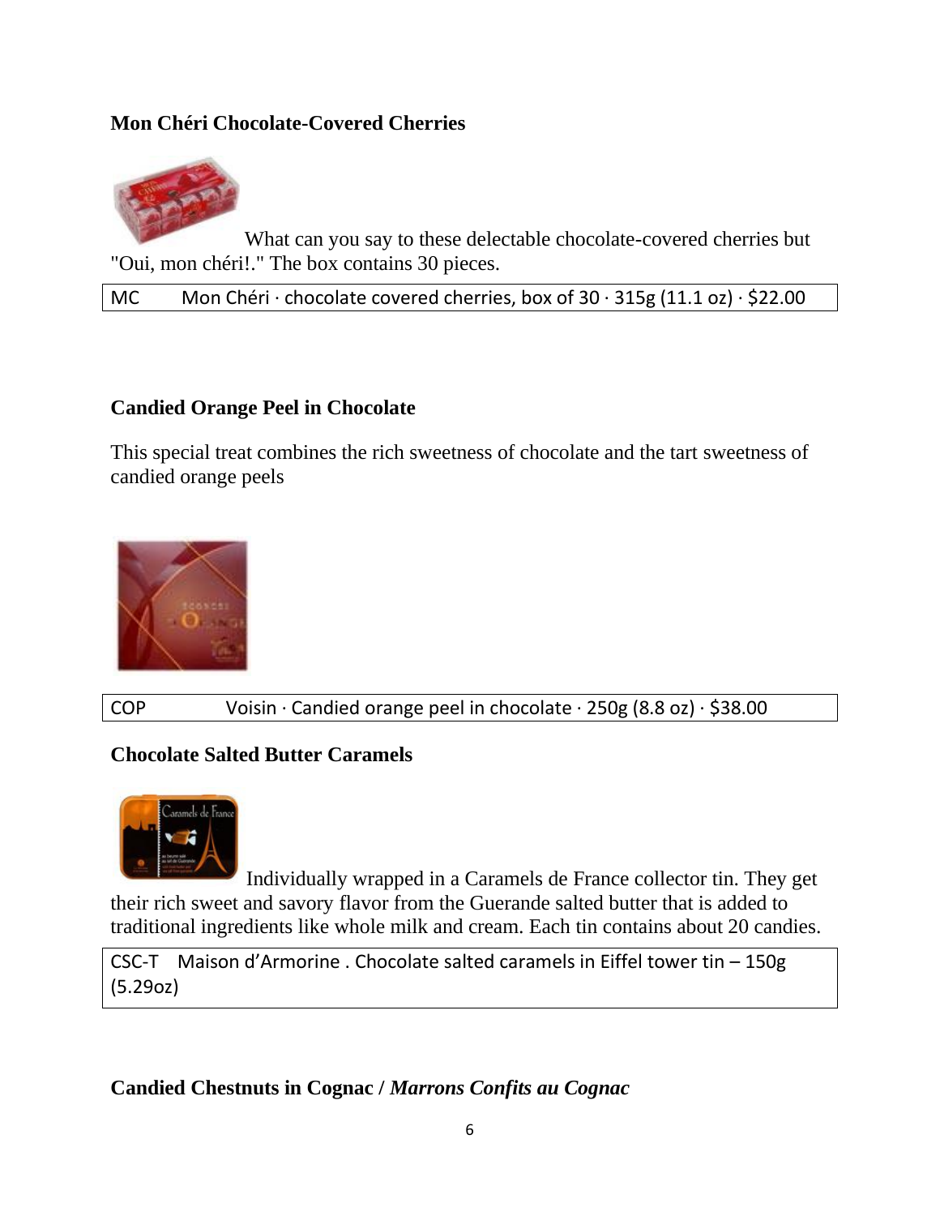### Mon Chéri Chocolate-Covered Cherries

What can you say to these delectable chocolate-covered cherries but "Oui, mon chéri!." The box contains 30 pieces.

| MC | Mon Chéri · chocolate covered cherries, box of 30 · 315g (11.1 oz) · $22.00 |
|---|---|

### Candied Orange Peel in Chocolate

This special treat combines the rich sweetness of chocolate and the tart sweetness of candied orange peels

| COP | Voisin · Candied orange peel in chocolate · 250g (8.8 oz) · $38.00 |
|---|---|

### Chocolate Salted Butter Caramels

Individually wrapped in a Caramels de France collector tin. They get their rich sweet and savory flavor from the Guerande salted butter that is added to traditional ingredients like whole milk and cream. Each tin contains about 20 candies.

| CSC-T | Maison d'Armorine . Chocolate salted caramels in Eiffel tower tin – 150g (5.29oz) |
|---|---|

### Candied Chestnuts in Cognac / *Marrons Confits au Cognac*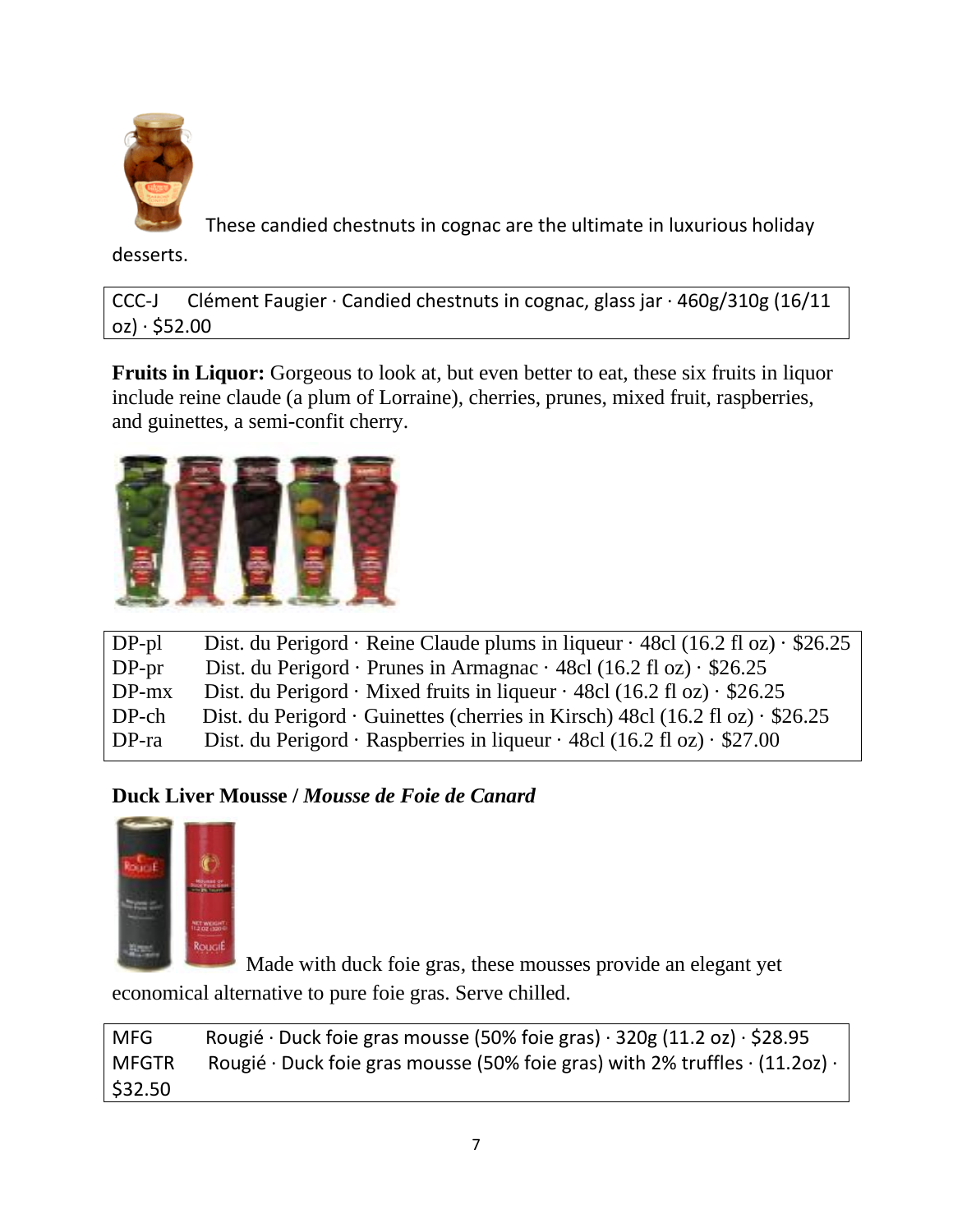These candied chestnuts in cognac are the ultimate in luxurious holiday desserts.

| | |
|---|---|
| CCC-J | Clément Faugier · Candied chestnuts in cognac, glass jar · 460g/310g (16/11 oz) · $52.00 |

**Fruits in Liquor:** Gorgeous to look at, but even better to eat, these six fruits in liquor include reine claude (a plum of Lorraine), cherries, prunes, mixed fruit, raspberries, and guinettes, a semi-confit cherry.

| | |
|---|---|
| DP-pl | Dist. du Perigord · Reine Claude plums in liqueur · 48cl (16.2 fl oz) · $26.25 |
| DP-pr | Dist. du Perigord · Prunes in Armagnac · 48cl (16.2 fl oz) · $26.25 |
| DP-mx | Dist. du Perigord · Mixed fruits in liqueur · 48cl (16.2 fl oz) · $26.25 |
| DP-ch | Dist. du Perigord · Guinettes (cherries in Kirsch) 48cl (16.2 fl oz) · $26.25 |
| DP-ra | Dist. du Perigord · Raspberries in liqueur · 48cl (16.2 fl oz) · $27.00 |

**Duck Liver Mousse /** ***Mousse de Foie de Canard***

Made with duck foie gras, these mousses provide an elegant yet economical alternative to pure foie gras. Serve chilled.

| | |
|---|---|
| MFG | Rougié · Duck foie gras mousse (50% foie gras) · 320g (11.2 oz) · $28.95 |
| MFGTR | Rougié · Duck foie gras mousse (50% foie gras) with 2% truffles · (11.2oz) · $32.50 |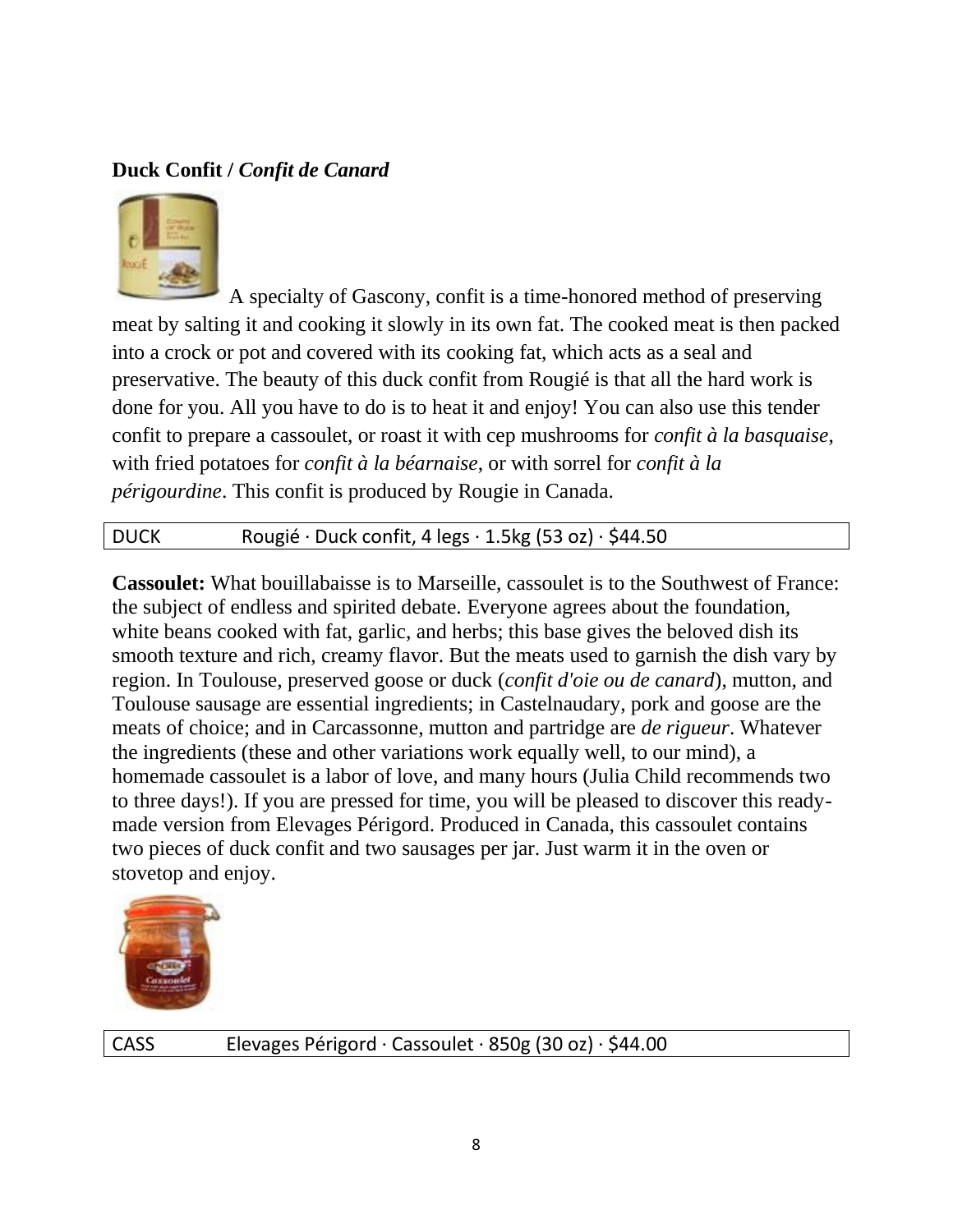**Duck Confit /** ***Confit de Canard***

A specialty of Gascony, confit is a time-honored method of preserving meat by salting it and cooking it slowly in its own fat. The cooked meat is then packed into a crock or pot and covered with its cooking fat, which acts as a seal and preservative. The beauty of this duck confit from Rougié is that all the hard work is done for you. All you have to do is to heat it and enjoy! You can also use this tender confit to prepare a cassoulet, or roast it with cep mushrooms for *confit à la basquaise*, with fried potatoes for *confit à la béarnaise*, or with sorrel for *confit à la périgourdine*. This confit is produced by Rougie in Canada.

| | |
|---|---|
| DUCK | Rougié · Duck confit, 4 legs · 1.5kg (53 oz) · $44.50 |

**Cassoulet:** What bouillabaisse is to Marseille, cassoulet is to the Southwest of France: the subject of endless and spirited debate. Everyone agrees about the foundation, white beans cooked with fat, garlic, and herbs; this base gives the beloved dish its smooth texture and rich, creamy flavor. But the meats used to garnish the dish vary by region. In Toulouse, preserved goose or duck (*confit d'oie ou de canard*), mutton, and Toulouse sausage are essential ingredients; in Castelnaudary, pork and goose are the meats of choice; and in Carcassonne, mutton and partridge are *de rigueur*. Whatever the ingredients (these and other variations work equally well, to our mind), a homemade cassoulet is a labor of love, and many hours (Julia Child recommends two to three days!). If you are pressed for time, you will be pleased to discover this ready-made version from Elevages Périgord. Produced in Canada, this cassoulet contains two pieces of duck confit and two sausages per jar. Just warm it in the oven or stovetop and enjoy.

| | |
|---|---|
| CASS | Elevages Périgord · Cassoulet · 850g (30 oz) · $44.00 |